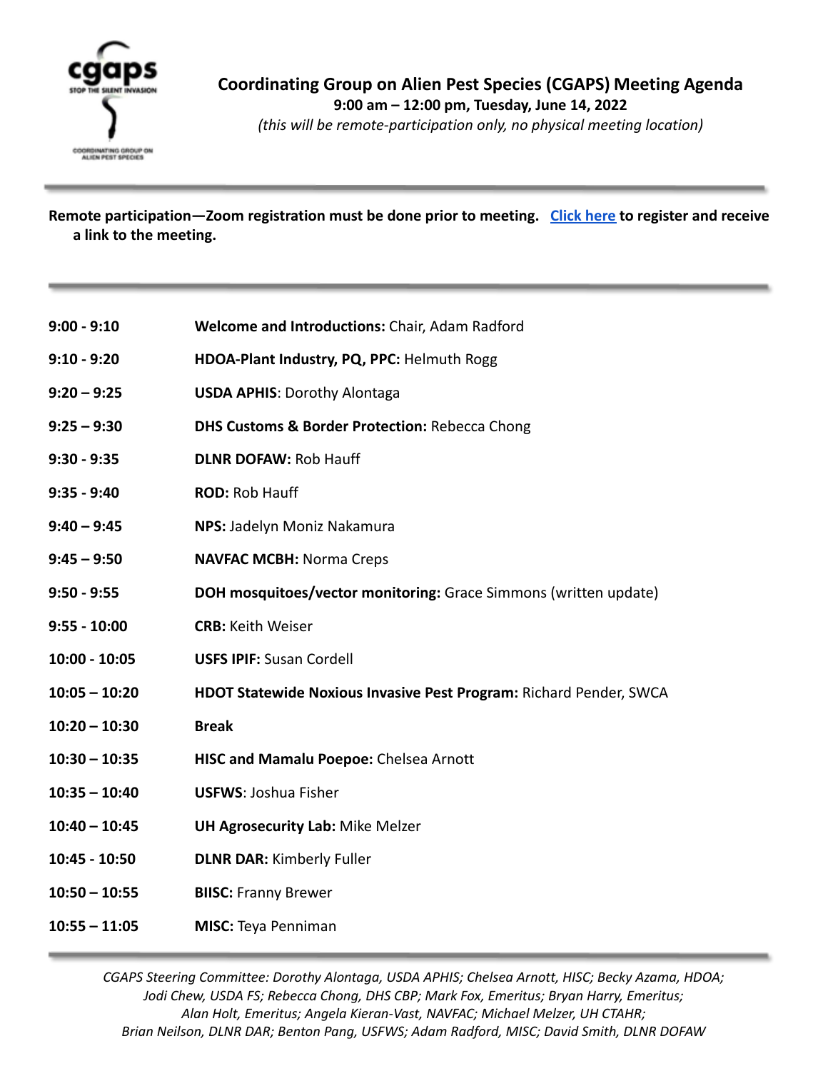# Coordinating Group on Alien Pest Species (CGAPS) Meeting Agenda

**9:00 am – 12:00 pm, Tuesday, June 14, 2022**

*(this will be remote-participation only, no physical meeting location)*

---

**Remote participation—Zoom registration must be done prior to meeting. Click here to register and receive a link to the meeting.**

---

| | |
|---|---|
| **9:00 - 9:10** | **Welcome and Introductions:** Chair, Adam Radford |
| **9:10 - 9:20** | **HDOA-Plant Industry, PQ, PPC:** Helmuth Rogg |
| **9:20 – 9:25** | **USDA APHIS**: Dorothy Alontaga |
| **9:25 – 9:30** | **DHS Customs & Border Protection:** Rebecca Chong |
| **9:30 - 9:35** | **DLNR DOFAW:** Rob Hauff |
| **9:35 - 9:40** | **ROD:** Rob Hauff |
| **9:40 – 9:45** | **NPS:** Jadelyn Moniz Nakamura |
| **9:45 – 9:50** | **NAVFAC MCBH:** Norma Creps |
| **9:50 - 9:55** | **DOH mosquitoes/vector monitoring:** Grace Simmons (written update) |
| **9:55 - 10:00** | **CRB:** Keith Weiser |
| **10:00 - 10:05** | **USFS IPIF:** Susan Cordell |
| **10:05 – 10:20** | **HDOT Statewide Noxious Invasive Pest Program:** Richard Pender, SWCA |
| **10:20 – 10:30** | **Break** |
| **10:30 – 10:35** | **HISC and Mamalu Poepoe:** Chelsea Arnott |
| **10:35 – 10:40** | **USFWS**: Joshua Fisher |
| **10:40 – 10:45** | **UH Agrosecurity Lab:** Mike Melzer |
| **10:45 - 10:50** | **DLNR DAR:** Kimberly Fuller |
| **10:50 – 10:55** | **BIISC:** Franny Brewer |
| **10:55 – 11:05** | **MISC:** Teya Penniman |

---

*CGAPS Steering Committee: Dorothy Alontaga, USDA APHIS; Chelsea Arnott, HISC; Becky Azama, HDOA; Jodi Chew, USDA FS; Rebecca Chong, DHS CBP; Mark Fox, Emeritus; Bryan Harry, Emeritus; Alan Holt, Emeritus; Angela Kieran-Vast, NAVFAC; Michael Melzer, UH CTAHR; Brian Neilson, DLNR DAR; Benton Pang, USFWS; Adam Radford, MISC; David Smith, DLNR DOFAW*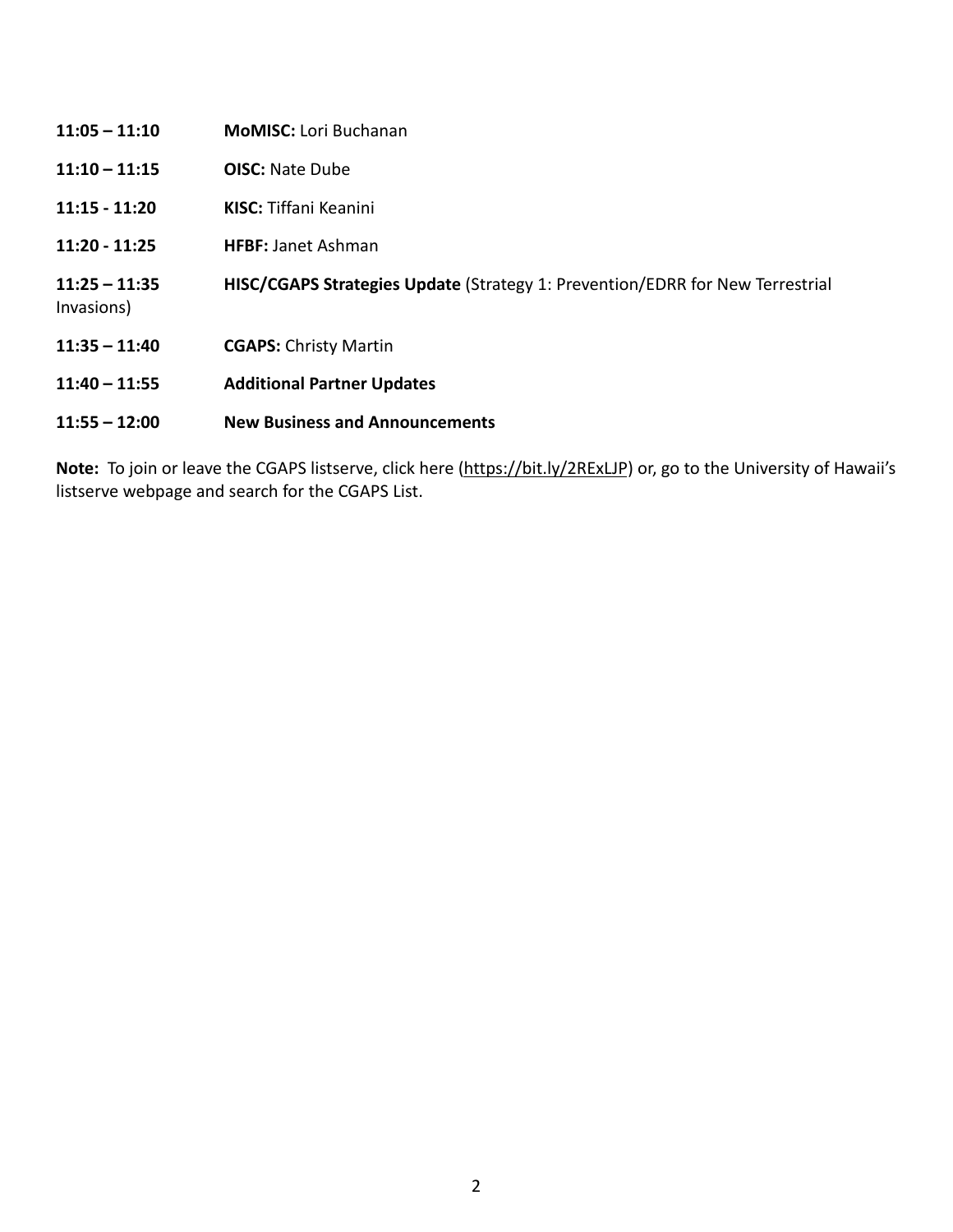**11:05 – 11:10** **MoMISC:** Lori Buchanan

**11:10 – 11:15** **OISC:** Nate Dube

**11:15 - 11:20** **KISC:** Tiffani Keanini

**11:20 - 11:25** **HFBF:** Janet Ashman

**11:25 – 11:35** **HISC/CGAPS Strategies Update** (Strategy 1: Prevention/EDRR for New Terrestrial Invasions)

**11:35 – 11:40** **CGAPS:** Christy Martin

**11:40 – 11:55** **Additional Partner Updates**

**11:55 – 12:00** **New Business and Announcements**

**Note:** To join or leave the CGAPS listserve, click here (https://bit.ly/2RExLJP) or, go to the University of Hawaii's listserve webpage and search for the CGAPS List.